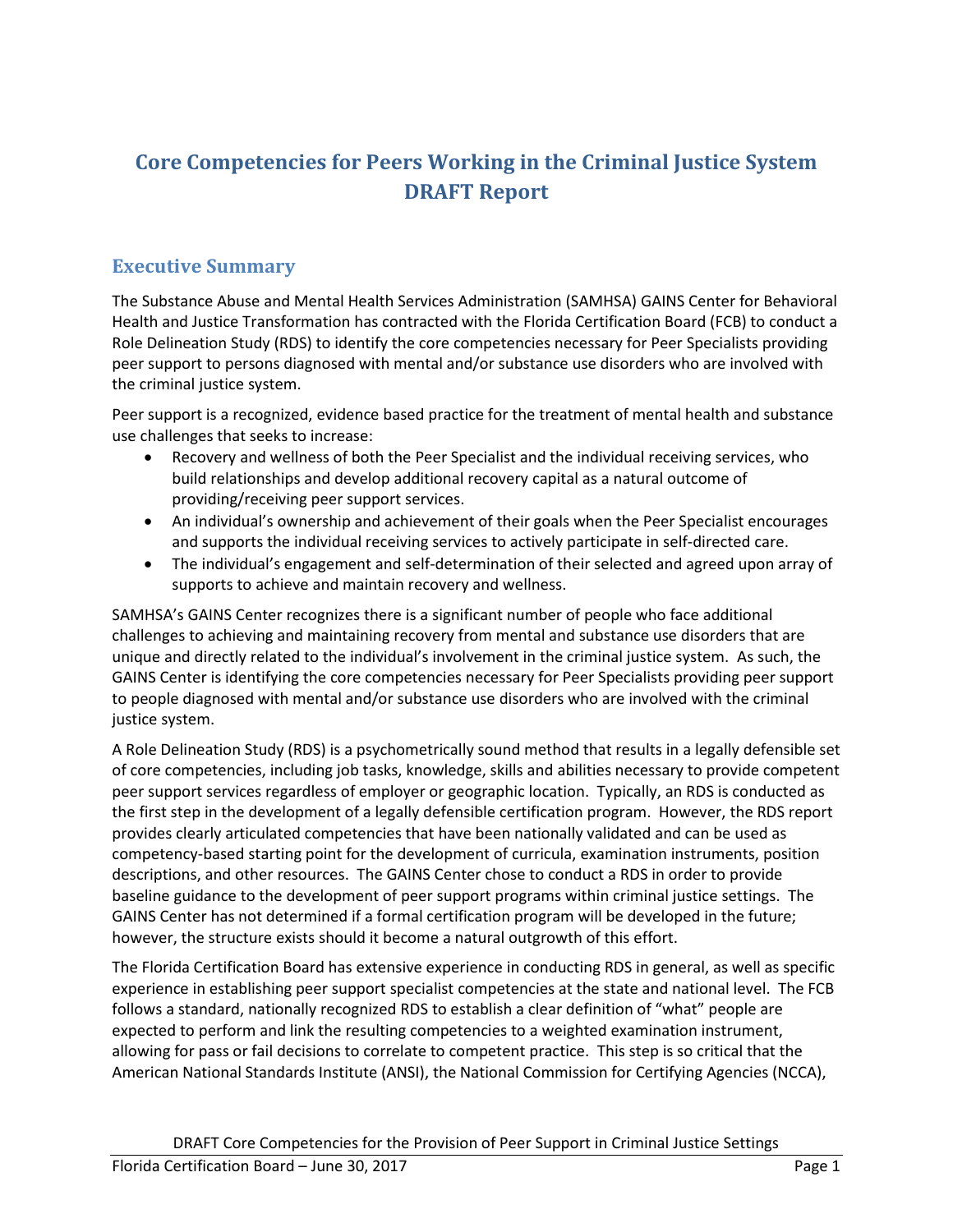# Core Competencies for Peers Working in the Criminal Justice System DRAFT Report

## Executive Summary

The Substance Abuse and Mental Health Services Administration (SAMHSA) GAINS Center for Behavioral Health and Justice Transformation has contracted with the Florida Certification Board (FCB) to conduct a Role Delineation Study (RDS) to identify the core competencies necessary for Peer Specialists providing peer support to persons diagnosed with mental and/or substance use disorders who are involved with the criminal justice system.

Peer support is a recognized, evidence based practice for the treatment of mental health and substance use challenges that seeks to increase:

- Recovery and wellness of both the Peer Specialist and the individual receiving services, who build relationships and develop additional recovery capital as a natural outcome of providing/receiving peer support services.
- An individual's ownership and achievement of their goals when the Peer Specialist encourages and supports the individual receiving services to actively participate in self-directed care.
- The individual's engagement and self-determination of their selected and agreed upon array of supports to achieve and maintain recovery and wellness.

SAMHSA's GAINS Center recognizes there is a significant number of people who face additional challenges to achieving and maintaining recovery from mental and substance use disorders that are unique and directly related to the individual's involvement in the criminal justice system. As such, the GAINS Center is identifying the core competencies necessary for Peer Specialists providing peer support to people diagnosed with mental and/or substance use disorders who are involved with the criminal justice system.

A Role Delineation Study (RDS) is a psychometrically sound method that results in a legally defensible set of core competencies, including job tasks, knowledge, skills and abilities necessary to provide competent peer support services regardless of employer or geographic location. Typically, an RDS is conducted as the first step in the development of a legally defensible certification program. However, the RDS report provides clearly articulated competencies that have been nationally validated and can be used as competency-based starting point for the development of curricula, examination instruments, position descriptions, and other resources. The GAINS Center chose to conduct a RDS in order to provide baseline guidance to the development of peer support programs within criminal justice settings. The GAINS Center has not determined if a formal certification program will be developed in the future; however, the structure exists should it become a natural outgrowth of this effort.

The Florida Certification Board has extensive experience in conducting RDS in general, as well as specific experience in establishing peer support specialist competencies at the state and national level. The FCB follows a standard, nationally recognized RDS to establish a clear definition of "what" people are expected to perform and link the resulting competencies to a weighted examination instrument, allowing for pass or fail decisions to correlate to competent practice. This step is so critical that the American National Standards Institute (ANSI), the National Commission for Certifying Agencies (NCCA),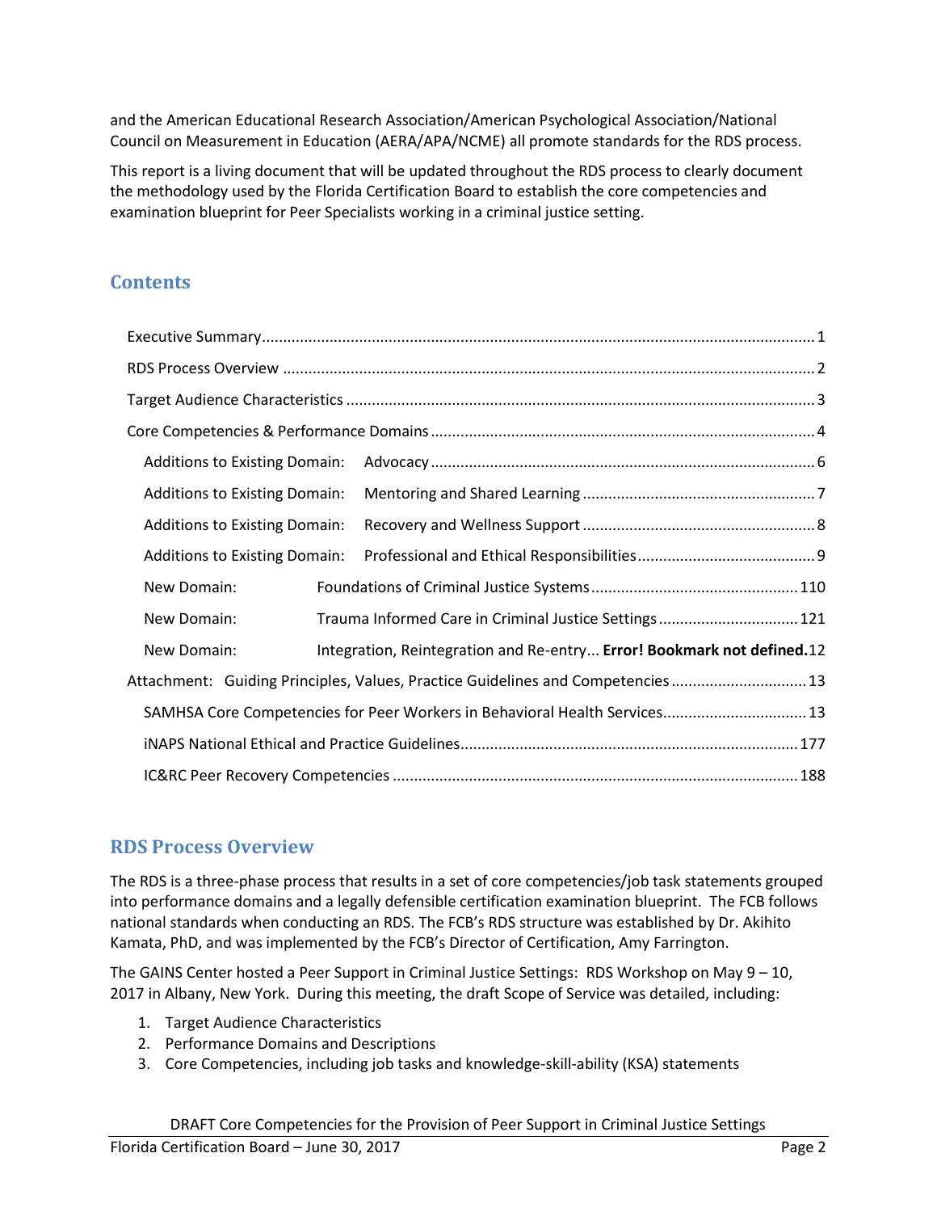and the American Educational Research Association/American Psychological Association/National Council on Measurement in Education (AERA/APA/NCME) all promote standards for the RDS process.

This report is a living document that will be updated throughout the RDS process to clearly document the methodology used by the Florida Certification Board to establish the core competencies and examination blueprint for Peer Specialists working in a criminal justice setting.

## Contents

- Executive Summary ........ 1
- RDS Process Overview ........ 2
- Target Audience Characteristics ........ 3
- Core Competencies & Performance Domains ........ 4
  - Additions to Existing Domain: Advocacy ........ 6
  - Additions to Existing Domain: Mentoring and Shared Learning ........ 7
  - Additions to Existing Domain: Recovery and Wellness Support ........ 8
  - Additions to Existing Domain: Professional and Ethical Responsibilities ........ 9
  - New Domain: Foundations of Criminal Justice Systems ........ 110
  - New Domain: Trauma Informed Care in Criminal Justice Settings ........ 121
  - New Domain: Integration, Reintegration and Re-entry... **Error! Bookmark not defined.**12
- Attachment: Guiding Principles, Values, Practice Guidelines and Competencies ........ 13
  - SAMHSA Core Competencies for Peer Workers in Behavioral Health Services ........ 13
  - iNAPS National Ethical and Practice Guidelines ........ 177
  - IC&RC Peer Recovery Competencies ........ 188

## RDS Process Overview

The RDS is a three-phase process that results in a set of core competencies/job task statements grouped into performance domains and a legally defensible certification examination blueprint. The FCB follows national standards when conducting an RDS. The FCB's RDS structure was established by Dr. Akihito Kamata, PhD, and was implemented by the FCB's Director of Certification, Amy Farrington.

The GAINS Center hosted a Peer Support in Criminal Justice Settings: RDS Workshop on May 9 – 10, 2017 in Albany, New York. During this meeting, the draft Scope of Service was detailed, including:

1. Target Audience Characteristics
2. Performance Domains and Descriptions
3. Core Competencies, including job tasks and knowledge-skill-ability (KSA) statements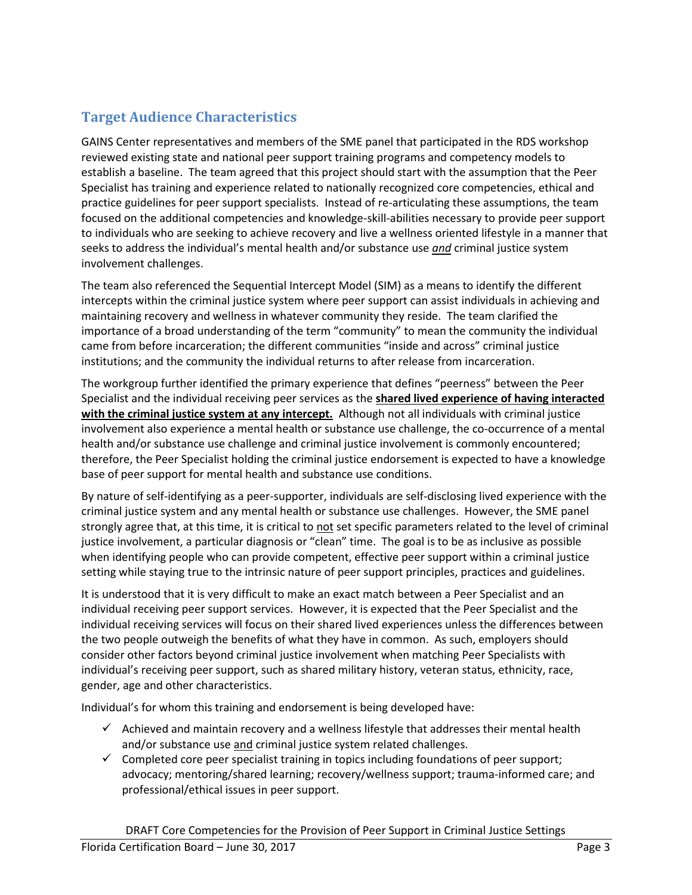## Target Audience Characteristics

GAINS Center representatives and members of the SME panel that participated in the RDS workshop reviewed existing state and national peer support training programs and competency models to establish a baseline. The team agreed that this project should start with the assumption that the Peer Specialist has training and experience related to nationally recognized core competencies, ethical and practice guidelines for peer support specialists. Instead of re-articulating these assumptions, the team focused on the additional competencies and knowledge-skill-abilities necessary to provide peer support to individuals who are seeking to achieve recovery and live a wellness oriented lifestyle in a manner that seeks to address the individual's mental health and/or substance use ***and*** criminal justice system involvement challenges.

The team also referenced the Sequential Intercept Model (SIM) as a means to identify the different intercepts within the criminal justice system where peer support can assist individuals in achieving and maintaining recovery and wellness in whatever community they reside. The team clarified the importance of a broad understanding of the term "community" to mean the community the individual came from before incarceration; the different communities "inside and across" criminal justice institutions; and the community the individual returns to after release from incarceration.

The workgroup further identified the primary experience that defines "peerness" between the Peer Specialist and the individual receiving peer services as the **shared lived experience of having interacted with the criminal justice system at any intercept.** Although not all individuals with criminal justice involvement also experience a mental health or substance use challenge, the co-occurrence of a mental health and/or substance use challenge and criminal justice involvement is commonly encountered; therefore, the Peer Specialist holding the criminal justice endorsement is expected to have a knowledge base of peer support for mental health and substance use conditions.

By nature of self-identifying as a peer-supporter, individuals are self-disclosing lived experience with the criminal justice system and any mental health or substance use challenges. However, the SME panel strongly agree that, at this time, it is critical to not set specific parameters related to the level of criminal justice involvement, a particular diagnosis or "clean" time. The goal is to be as inclusive as possible when identifying people who can provide competent, effective peer support within a criminal justice setting while staying true to the intrinsic nature of peer support principles, practices and guidelines.

It is understood that it is very difficult to make an exact match between a Peer Specialist and an individual receiving peer support services. However, it is expected that the Peer Specialist and the individual receiving services will focus on their shared lived experiences unless the differences between the two people outweigh the benefits of what they have in common. As such, employers should consider other factors beyond criminal justice involvement when matching Peer Specialists with individual's receiving peer support, such as shared military history, veteran status, ethnicity, race, gender, age and other characteristics.

Individual's for whom this training and endorsement is being developed have:

- ✓ Achieved and maintain recovery and a wellness lifestyle that addresses their mental health and/or substance use and criminal justice system related challenges.
- ✓ Completed core peer specialist training in topics including foundations of peer support; advocacy; mentoring/shared learning; recovery/wellness support; trauma-informed care; and professional/ethical issues in peer support.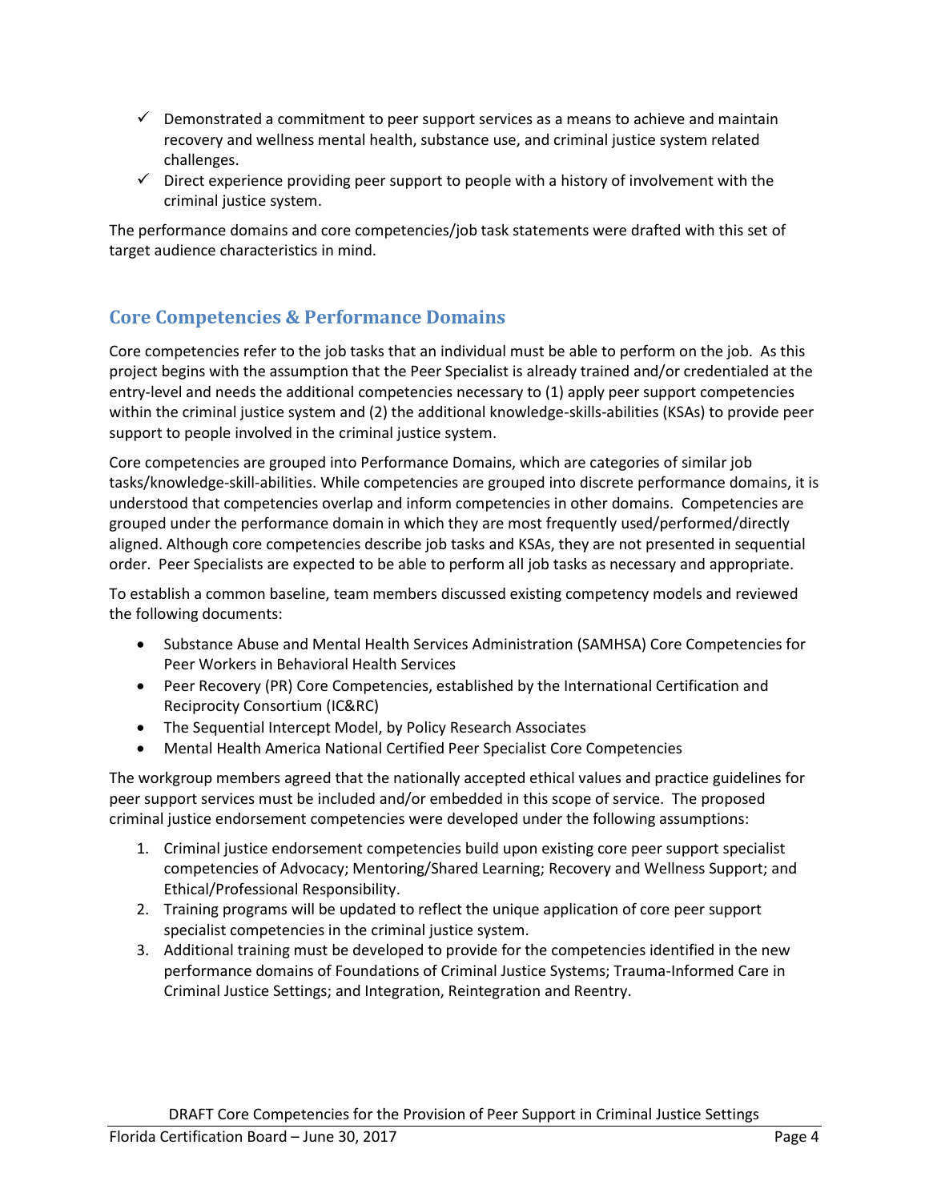- ✓ Demonstrated a commitment to peer support services as a means to achieve and maintain recovery and wellness mental health, substance use, and criminal justice system related challenges.
- ✓ Direct experience providing peer support to people with a history of involvement with the criminal justice system.

The performance domains and core competencies/job task statements were drafted with this set of target audience characteristics in mind.

## Core Competencies & Performance Domains

Core competencies refer to the job tasks that an individual must be able to perform on the job. As this project begins with the assumption that the Peer Specialist is already trained and/or credentialed at the entry-level and needs the additional competencies necessary to (1) apply peer support competencies within the criminal justice system and (2) the additional knowledge-skills-abilities (KSAs) to provide peer support to people involved in the criminal justice system.

Core competencies are grouped into Performance Domains, which are categories of similar job tasks/knowledge-skill-abilities. While competencies are grouped into discrete performance domains, it is understood that competencies overlap and inform competencies in other domains. Competencies are grouped under the performance domain in which they are most frequently used/performed/directly aligned. Although core competencies describe job tasks and KSAs, they are not presented in sequential order. Peer Specialists are expected to be able to perform all job tasks as necessary and appropriate.

To establish a common baseline, team members discussed existing competency models and reviewed the following documents:

- Substance Abuse and Mental Health Services Administration (SAMHSA) Core Competencies for Peer Workers in Behavioral Health Services
- Peer Recovery (PR) Core Competencies, established by the International Certification and Reciprocity Consortium (IC&RC)
- The Sequential Intercept Model, by Policy Research Associates
- Mental Health America National Certified Peer Specialist Core Competencies

The workgroup members agreed that the nationally accepted ethical values and practice guidelines for peer support services must be included and/or embedded in this scope of service. The proposed criminal justice endorsement competencies were developed under the following assumptions:

1. Criminal justice endorsement competencies build upon existing core peer support specialist competencies of Advocacy; Mentoring/Shared Learning; Recovery and Wellness Support; and Ethical/Professional Responsibility.
2. Training programs will be updated to reflect the unique application of core peer support specialist competencies in the criminal justice system.
3. Additional training must be developed to provide for the competencies identified in the new performance domains of Foundations of Criminal Justice Systems; Trauma-Informed Care in Criminal Justice Settings; and Integration, Reintegration and Reentry.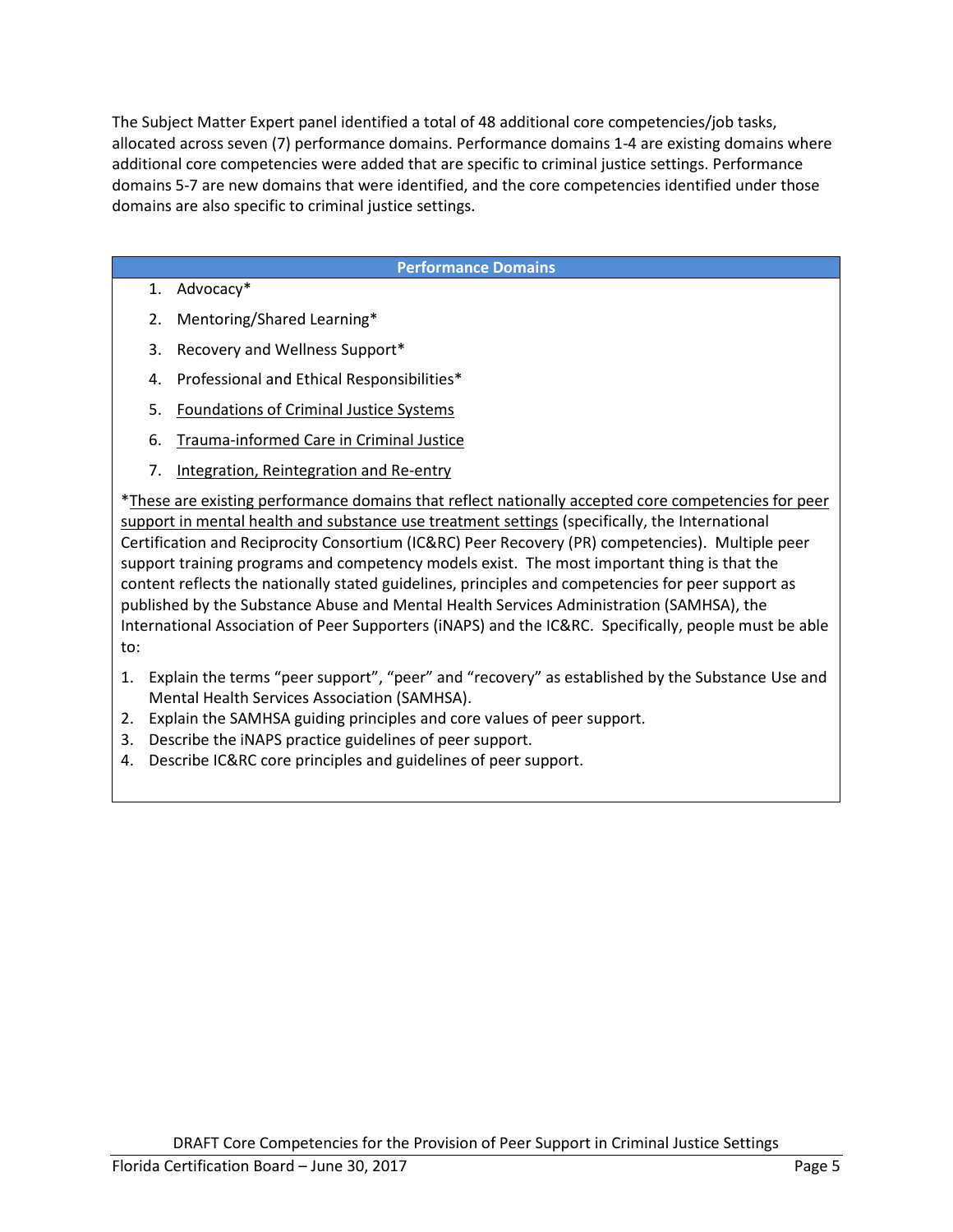The Subject Matter Expert panel identified a total of 48 additional core competencies/job tasks, allocated across seven (7) performance domains. Performance domains 1-4 are existing domains where additional core competencies were added that are specific to criminal justice settings. Performance domains 5-7 are new domains that were identified, and the core competencies identified under those domains are also specific to criminal justice settings.

| Performance Domains |
|---|
| 1. Advocacy*<br>2. Mentoring/Shared Learning*<br>3. Recovery and Wellness Support*<br>4. Professional and Ethical Responsibilities*<br>5. <u>Foundations of Criminal Justice Systems</u><br>6. <u>Trauma-informed Care in Criminal Justice</u><br>7. <u>Integration, Reintegration and Re-entry</u><br><br>*<u>These are existing performance domains that reflect nationally accepted core competencies for peer support in mental health and substance use treatment settings</u> (specifically, the International Certification and Reciprocity Consortium (IC&RC) Peer Recovery (PR) competencies). Multiple peer support training programs and competency models exist. The most important thing is that the content reflects the nationally stated guidelines, principles and competencies for peer support as published by the Substance Abuse and Mental Health Services Administration (SAMHSA), the International Association of Peer Supporters (iNAPS) and the IC&RC. Specifically, people must be able to:<br><br>1. Explain the terms "peer support", "peer" and "recovery" as established by the Substance Use and Mental Health Services Association (SAMHSA).<br>2. Explain the SAMHSA guiding principles and core values of peer support.<br>3. Describe the iNAPS practice guidelines of peer support.<br>4. Describe IC&RC core principles and guidelines of peer support. |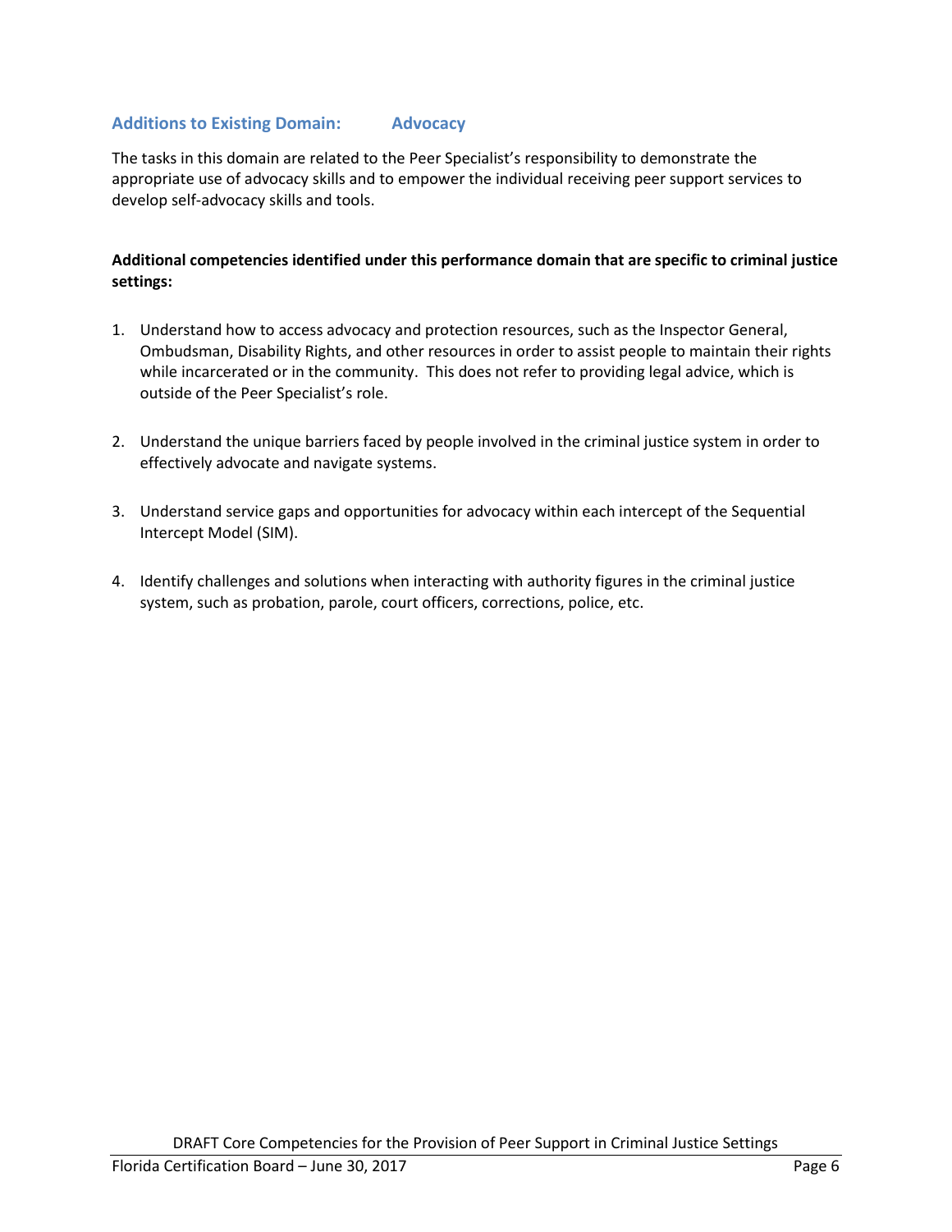## Additions to Existing Domain: Advocacy

The tasks in this domain are related to the Peer Specialist's responsibility to demonstrate the appropriate use of advocacy skills and to empower the individual receiving peer support services to develop self-advocacy skills and tools.

**Additional competencies identified under this performance domain that are specific to criminal justice settings:**

1. Understand how to access advocacy and protection resources, such as the Inspector General, Ombudsman, Disability Rights, and other resources in order to assist people to maintain their rights while incarcerated or in the community. This does not refer to providing legal advice, which is outside of the Peer Specialist's role.

2. Understand the unique barriers faced by people involved in the criminal justice system in order to effectively advocate and navigate systems.

3. Understand service gaps and opportunities for advocacy within each intercept of the Sequential Intercept Model (SIM).

4. Identify challenges and solutions when interacting with authority figures in the criminal justice system, such as probation, parole, court officers, corrections, police, etc.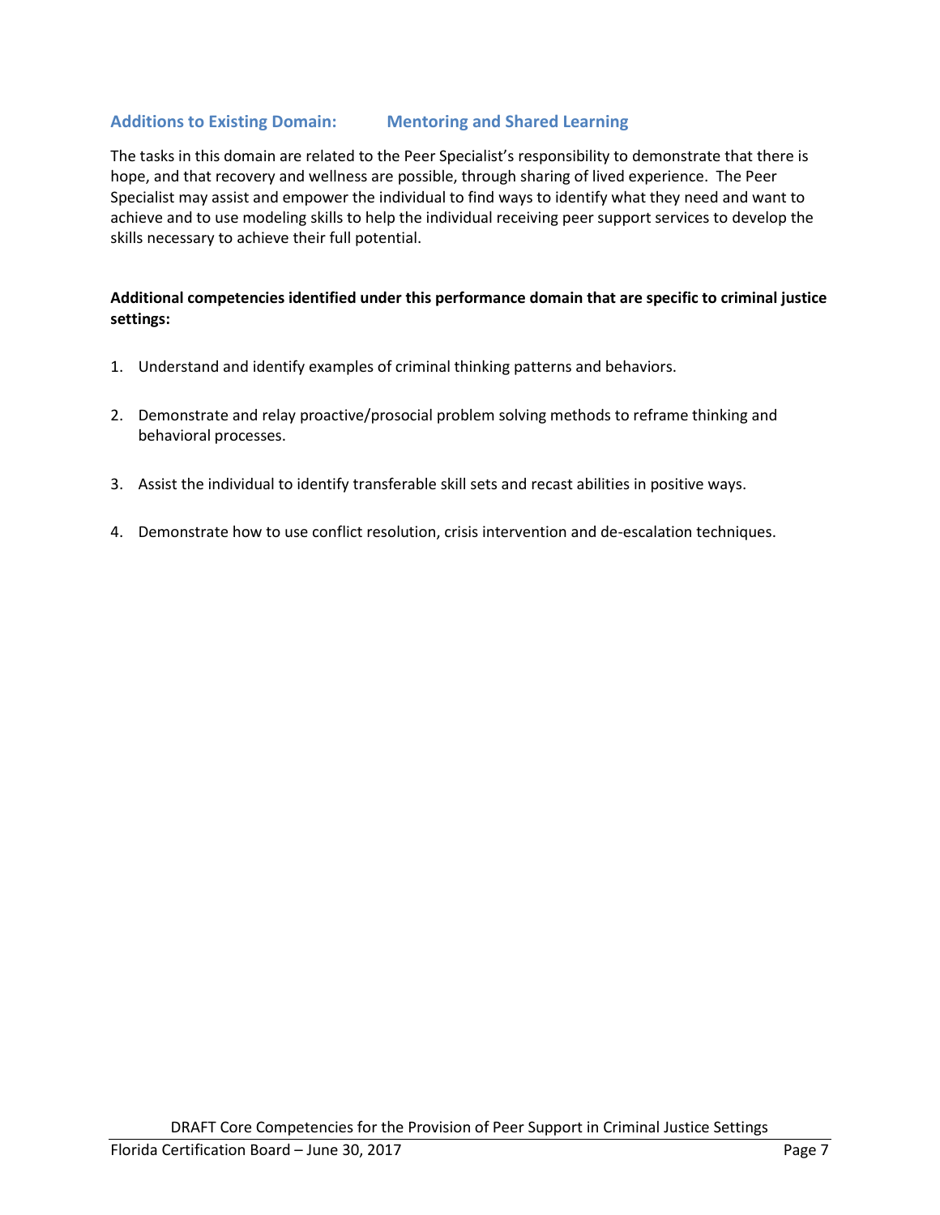## Additions to Existing Domain: Mentoring and Shared Learning

The tasks in this domain are related to the Peer Specialist's responsibility to demonstrate that there is hope, and that recovery and wellness are possible, through sharing of lived experience. The Peer Specialist may assist and empower the individual to find ways to identify what they need and want to achieve and to use modeling skills to help the individual receiving peer support services to develop the skills necessary to achieve their full potential.

**Additional competencies identified under this performance domain that are specific to criminal justice settings:**

1. Understand and identify examples of criminal thinking patterns and behaviors.

2. Demonstrate and relay proactive/prosocial problem solving methods to reframe thinking and behavioral processes.

3. Assist the individual to identify transferable skill sets and recast abilities in positive ways.

4. Demonstrate how to use conflict resolution, crisis intervention and de-escalation techniques.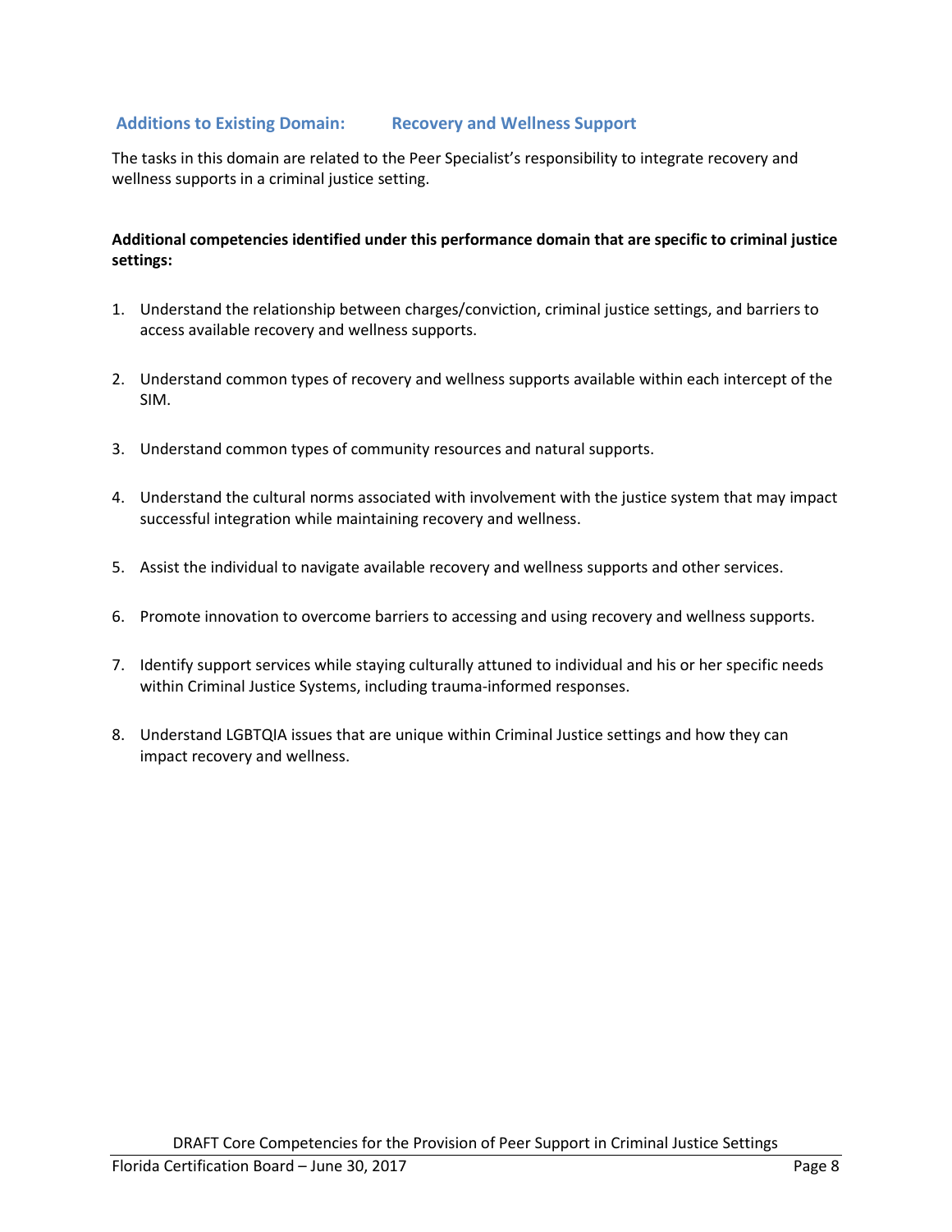## Additions to Existing Domain: Recovery and Wellness Support

The tasks in this domain are related to the Peer Specialist's responsibility to integrate recovery and wellness supports in a criminal justice setting.

**Additional competencies identified under this performance domain that are specific to criminal justice settings:**

1. Understand the relationship between charges/conviction, criminal justice settings, and barriers to access available recovery and wellness supports.
2. Understand common types of recovery and wellness supports available within each intercept of the SIM.
3. Understand common types of community resources and natural supports.
4. Understand the cultural norms associated with involvement with the justice system that may impact successful integration while maintaining recovery and wellness.
5. Assist the individual to navigate available recovery and wellness supports and other services.
6. Promote innovation to overcome barriers to accessing and using recovery and wellness supports.
7. Identify support services while staying culturally attuned to individual and his or her specific needs within Criminal Justice Systems, including trauma-informed responses.
8. Understand LGBTQIA issues that are unique within Criminal Justice settings and how they can impact recovery and wellness.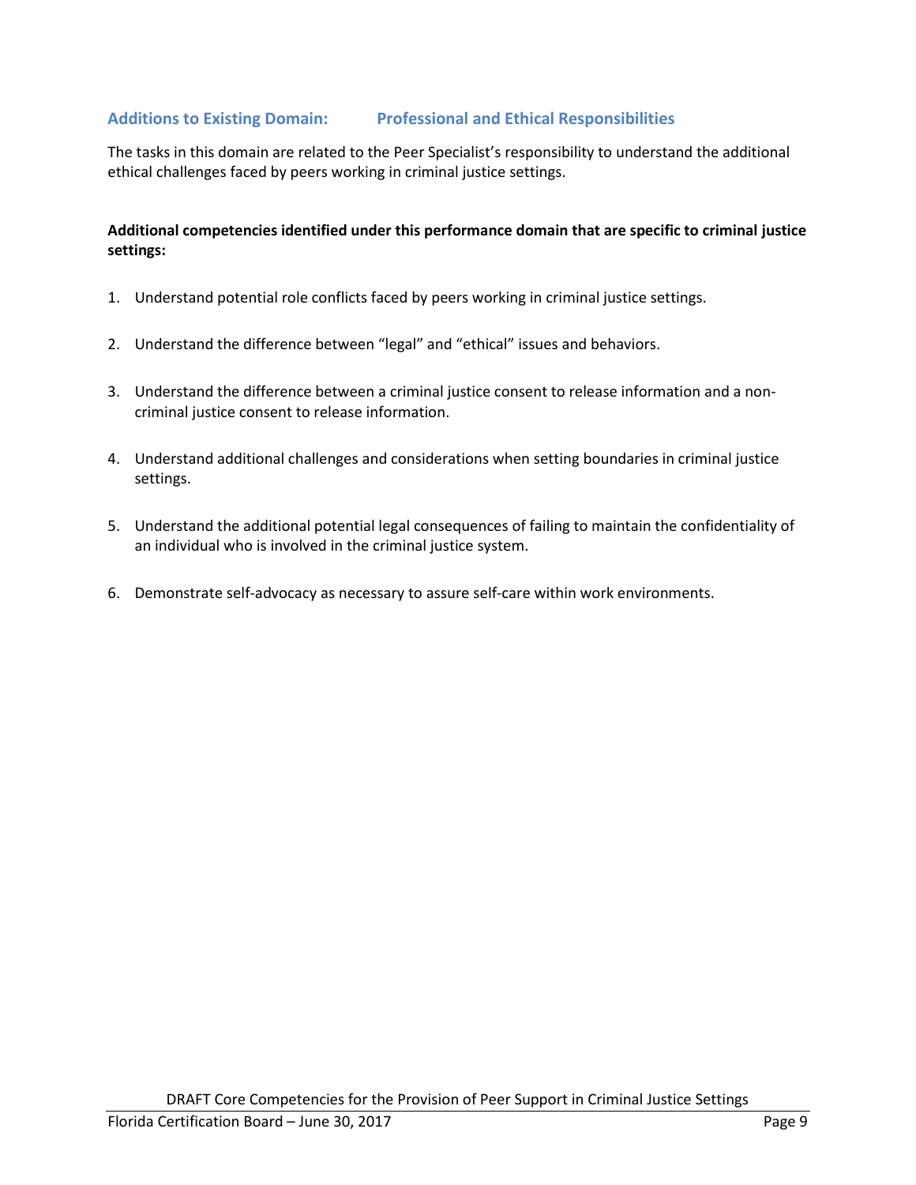## Additions to Existing Domain: Professional and Ethical Responsibilities

The tasks in this domain are related to the Peer Specialist's responsibility to understand the additional ethical challenges faced by peers working in criminal justice settings.

**Additional competencies identified under this performance domain that are specific to criminal justice settings:**

1. Understand potential role conflicts faced by peers working in criminal justice settings.

2. Understand the difference between "legal" and "ethical" issues and behaviors.

3. Understand the difference between a criminal justice consent to release information and a non-criminal justice consent to release information.

4. Understand additional challenges and considerations when setting boundaries in criminal justice settings.

5. Understand the additional potential legal consequences of failing to maintain the confidentiality of an individual who is involved in the criminal justice system.

6. Demonstrate self-advocacy as necessary to assure self-care within work environments.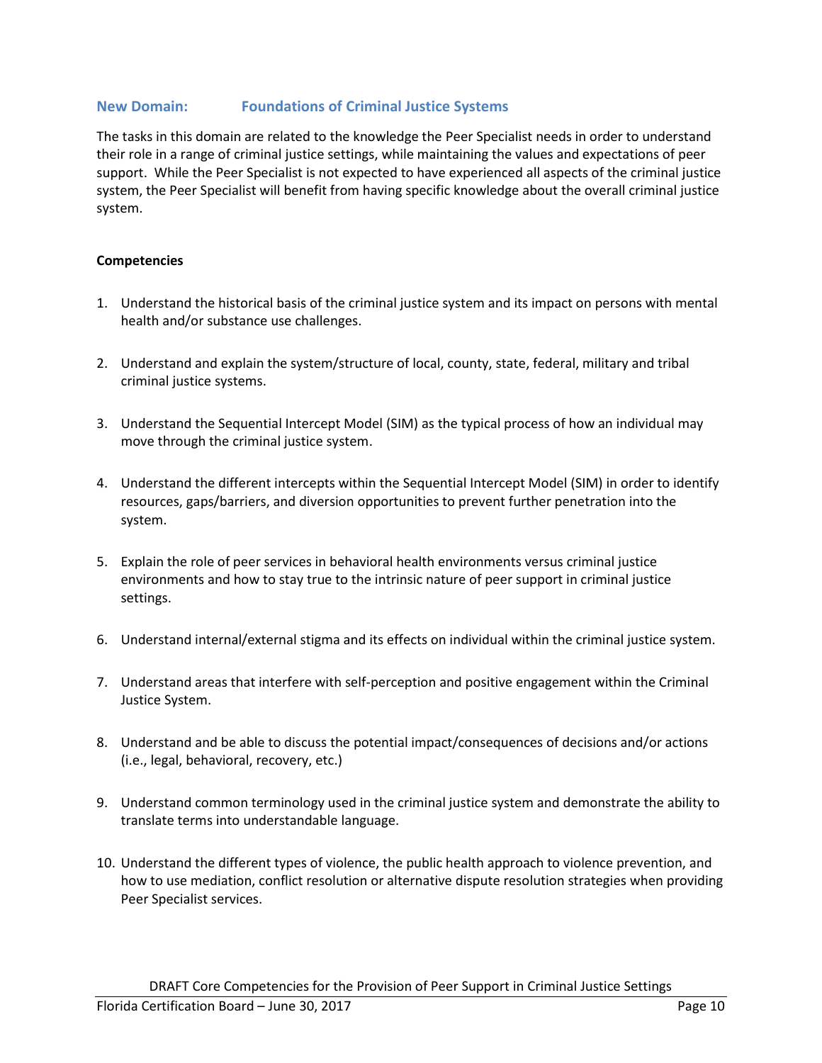## New Domain: Foundations of Criminal Justice Systems

The tasks in this domain are related to the knowledge the Peer Specialist needs in order to understand their role in a range of criminal justice settings, while maintaining the values and expectations of peer support. While the Peer Specialist is not expected to have experienced all aspects of the criminal justice system, the Peer Specialist will benefit from having specific knowledge about the overall criminal justice system.

**Competencies**

1. Understand the historical basis of the criminal justice system and its impact on persons with mental health and/or substance use challenges.
2. Understand and explain the system/structure of local, county, state, federal, military and tribal criminal justice systems.
3. Understand the Sequential Intercept Model (SIM) as the typical process of how an individual may move through the criminal justice system.
4. Understand the different intercepts within the Sequential Intercept Model (SIM) in order to identify resources, gaps/barriers, and diversion opportunities to prevent further penetration into the system.
5. Explain the role of peer services in behavioral health environments versus criminal justice environments and how to stay true to the intrinsic nature of peer support in criminal justice settings.
6. Understand internal/external stigma and its effects on individual within the criminal justice system.
7. Understand areas that interfere with self-perception and positive engagement within the Criminal Justice System.
8. Understand and be able to discuss the potential impact/consequences of decisions and/or actions (i.e., legal, behavioral, recovery, etc.)
9. Understand common terminology used in the criminal justice system and demonstrate the ability to translate terms into understandable language.
10. Understand the different types of violence, the public health approach to violence prevention, and how to use mediation, conflict resolution or alternative dispute resolution strategies when providing Peer Specialist services.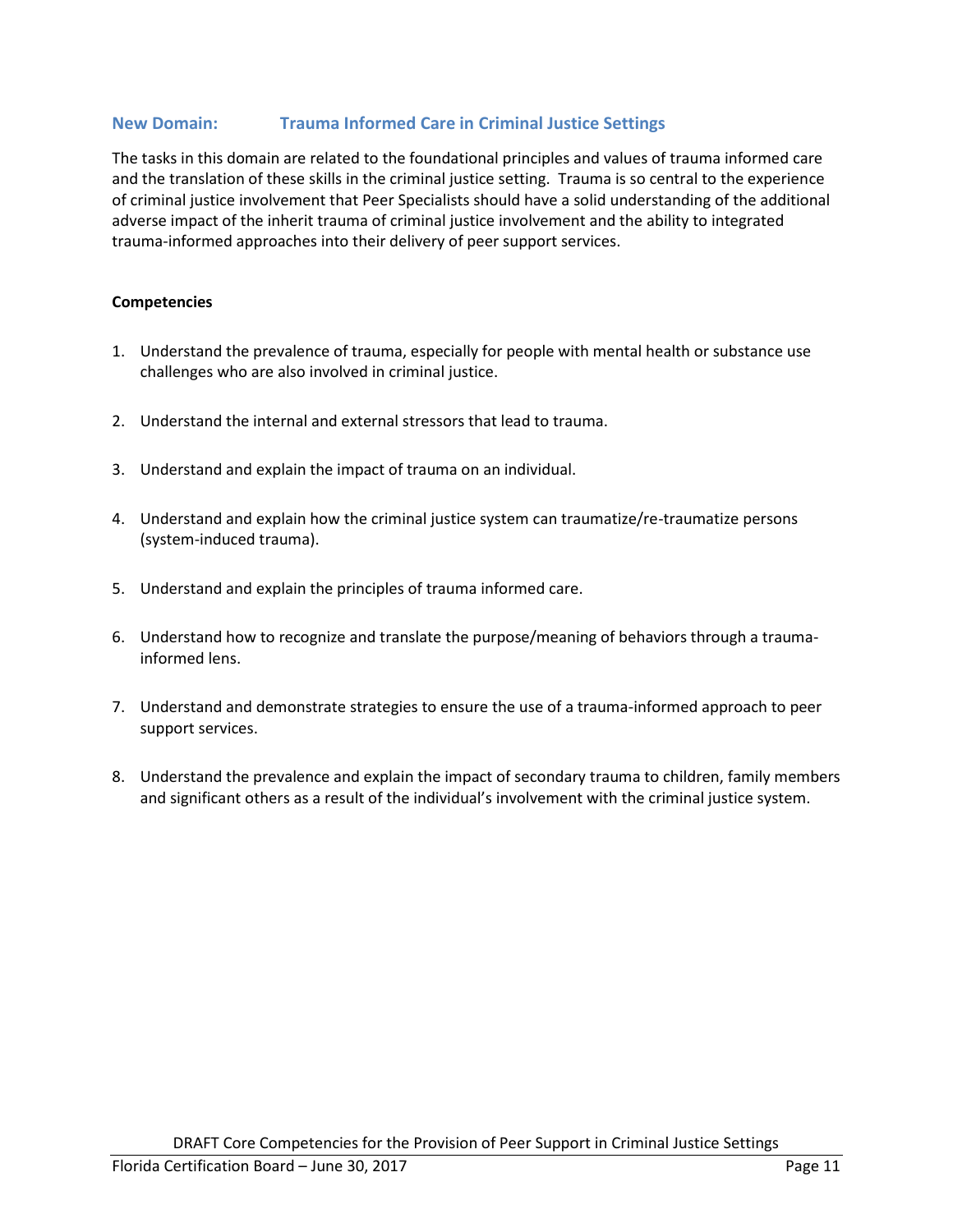## New Domain: Trauma Informed Care in Criminal Justice Settings

The tasks in this domain are related to the foundational principles and values of trauma informed care and the translation of these skills in the criminal justice setting. Trauma is so central to the experience of criminal justice involvement that Peer Specialists should have a solid understanding of the additional adverse impact of the inherit trauma of criminal justice involvement and the ability to integrated trauma-informed approaches into their delivery of peer support services.

**Competencies**

1. Understand the prevalence of trauma, especially for people with mental health or substance use challenges who are also involved in criminal justice.
2. Understand the internal and external stressors that lead to trauma.
3. Understand and explain the impact of trauma on an individual.
4. Understand and explain how the criminal justice system can traumatize/re-traumatize persons (system-induced trauma).
5. Understand and explain the principles of trauma informed care.
6. Understand how to recognize and translate the purpose/meaning of behaviors through a trauma-informed lens.
7. Understand and demonstrate strategies to ensure the use of a trauma-informed approach to peer support services.
8. Understand the prevalence and explain the impact of secondary trauma to children, family members and significant others as a result of the individual's involvement with the criminal justice system.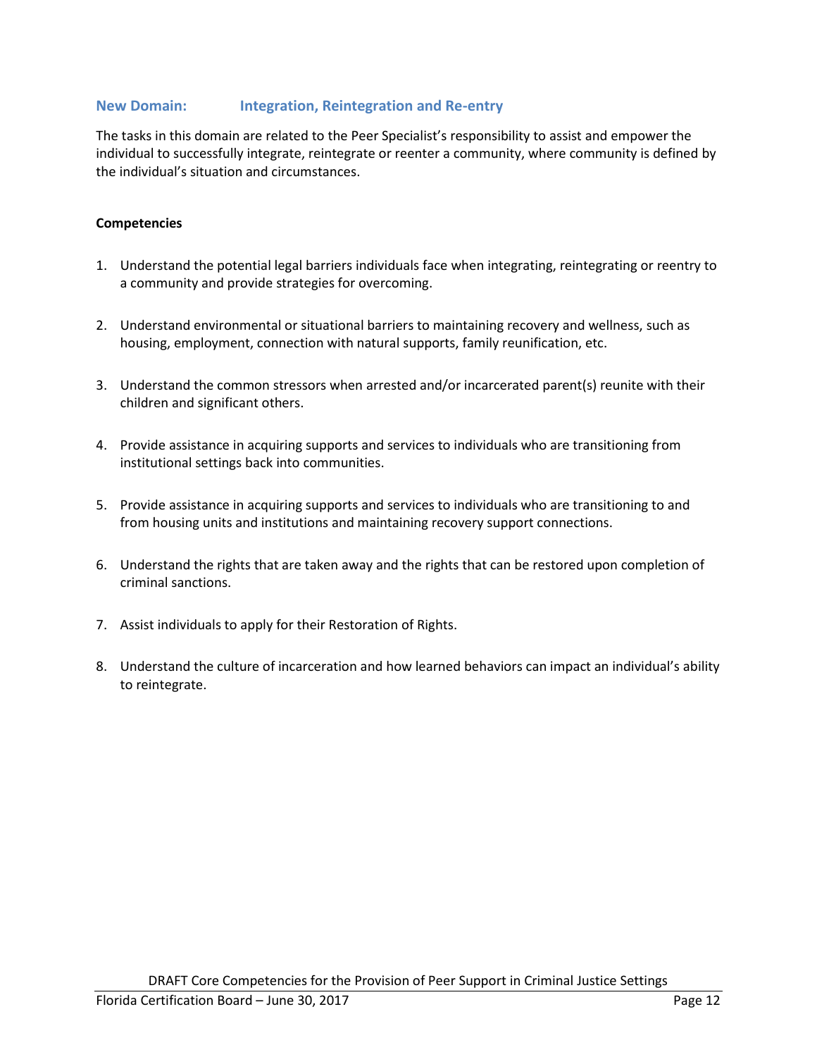## New Domain: Integration, Reintegration and Re-entry

The tasks in this domain are related to the Peer Specialist's responsibility to assist and empower the individual to successfully integrate, reintegrate or reenter a community, where community is defined by the individual's situation and circumstances.

**Competencies**

1. Understand the potential legal barriers individuals face when integrating, reintegrating or reentry to a community and provide strategies for overcoming.

2. Understand environmental or situational barriers to maintaining recovery and wellness, such as housing, employment, connection with natural supports, family reunification, etc.

3. Understand the common stressors when arrested and/or incarcerated parent(s) reunite with their children and significant others.

4. Provide assistance in acquiring supports and services to individuals who are transitioning from institutional settings back into communities.

5. Provide assistance in acquiring supports and services to individuals who are transitioning to and from housing units and institutions and maintaining recovery support connections.

6. Understand the rights that are taken away and the rights that can be restored upon completion of criminal sanctions.

7. Assist individuals to apply for their Restoration of Rights.

8. Understand the culture of incarceration and how learned behaviors can impact an individual's ability to reintegrate.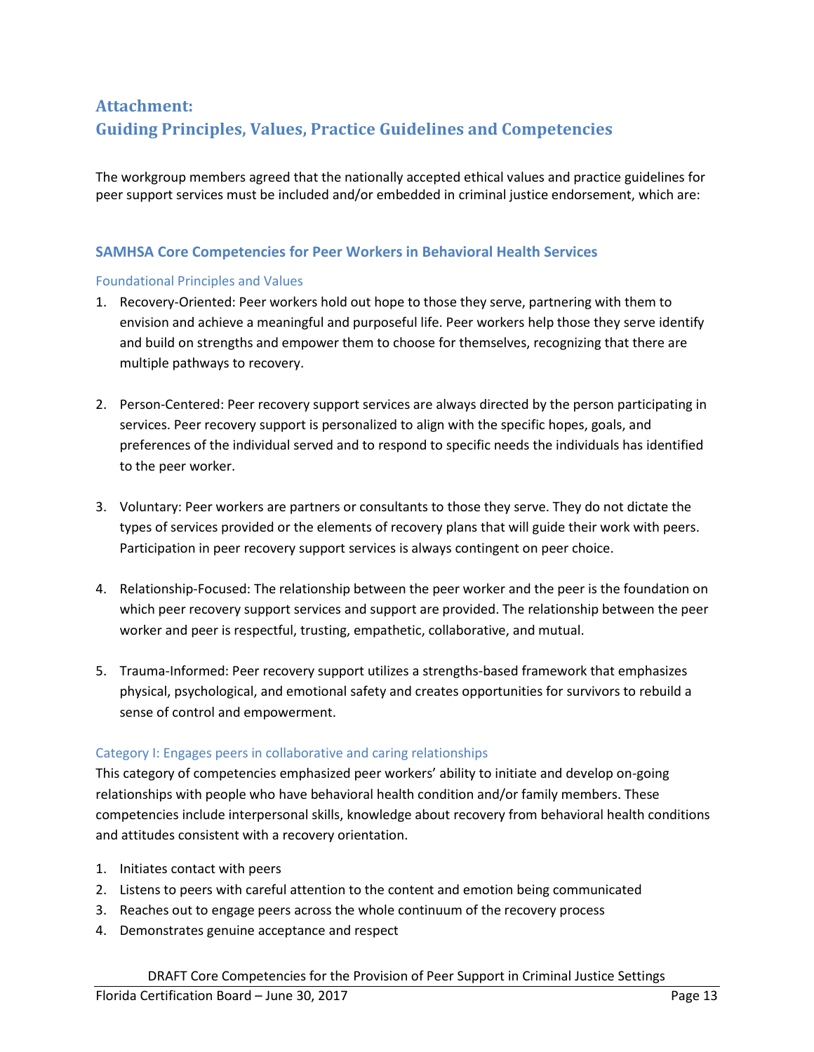# Attachment:
# Guiding Principles, Values, Practice Guidelines and Competencies

The workgroup members agreed that the nationally accepted ethical values and practice guidelines for peer support services must be included and/or embedded in criminal justice endorsement, which are:

## SAMHSA Core Competencies for Peer Workers in Behavioral Health Services

### Foundational Principles and Values

1. Recovery-Oriented: Peer workers hold out hope to those they serve, partnering with them to envision and achieve a meaningful and purposeful life. Peer workers help those they serve identify and build on strengths and empower them to choose for themselves, recognizing that there are multiple pathways to recovery.

2. Person-Centered: Peer recovery support services are always directed by the person participating in services. Peer recovery support is personalized to align with the specific hopes, goals, and preferences of the individual served and to respond to specific needs the individuals has identified to the peer worker.

3. Voluntary: Peer workers are partners or consultants to those they serve. They do not dictate the types of services provided or the elements of recovery plans that will guide their work with peers. Participation in peer recovery support services is always contingent on peer choice.

4. Relationship-Focused: The relationship between the peer worker and the peer is the foundation on which peer recovery support services and support are provided. The relationship between the peer worker and peer is respectful, trusting, empathetic, collaborative, and mutual.

5. Trauma-Informed: Peer recovery support utilizes a strengths-based framework that emphasizes physical, psychological, and emotional safety and creates opportunities for survivors to rebuild a sense of control and empowerment.

### Category I: Engages peers in collaborative and caring relationships

This category of competencies emphasized peer workers' ability to initiate and develop on-going relationships with people who have behavioral health condition and/or family members. These competencies include interpersonal skills, knowledge about recovery from behavioral health conditions and attitudes consistent with a recovery orientation.

1. Initiates contact with peers
2. Listens to peers with careful attention to the content and emotion being communicated
3. Reaches out to engage peers across the whole continuum of the recovery process
4. Demonstrates genuine acceptance and respect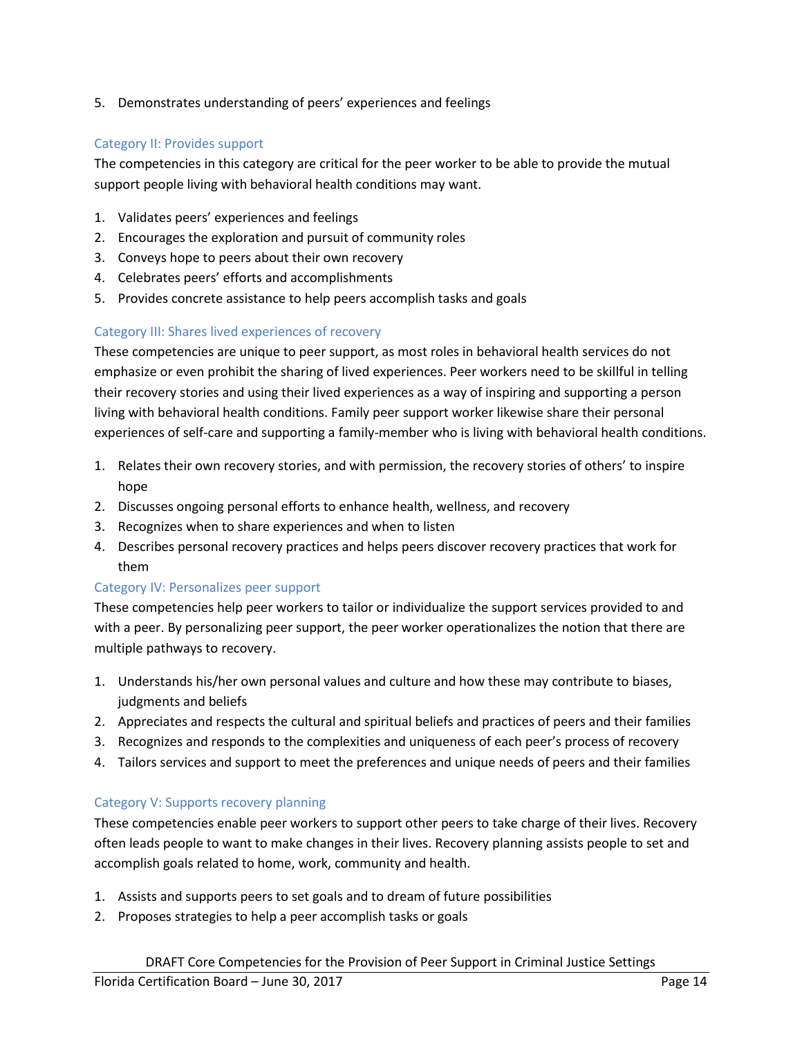5. Demonstrates understanding of peers' experiences and feelings

### Category II: Provides support

The competencies in this category are critical for the peer worker to be able to provide the mutual support people living with behavioral health conditions may want.

1. Validates peers' experiences and feelings
2. Encourages the exploration and pursuit of community roles
3. Conveys hope to peers about their own recovery
4. Celebrates peers' efforts and accomplishments
5. Provides concrete assistance to help peers accomplish tasks and goals

### Category III: Shares lived experiences of recovery

These competencies are unique to peer support, as most roles in behavioral health services do not emphasize or even prohibit the sharing of lived experiences. Peer workers need to be skillful in telling their recovery stories and using their lived experiences as a way of inspiring and supporting a person living with behavioral health conditions. Family peer support worker likewise share their personal experiences of self-care and supporting a family-member who is living with behavioral health conditions.

1. Relates their own recovery stories, and with permission, the recovery stories of others' to inspire hope
2. Discusses ongoing personal efforts to enhance health, wellness, and recovery
3. Recognizes when to share experiences and when to listen
4. Describes personal recovery practices and helps peers discover recovery practices that work for them

### Category IV: Personalizes peer support

These competencies help peer workers to tailor or individualize the support services provided to and with a peer. By personalizing peer support, the peer worker operationalizes the notion that there are multiple pathways to recovery.

1. Understands his/her own personal values and culture and how these may contribute to biases, judgments and beliefs
2. Appreciates and respects the cultural and spiritual beliefs and practices of peers and their families
3. Recognizes and responds to the complexities and uniqueness of each peer's process of recovery
4. Tailors services and support to meet the preferences and unique needs of peers and their families

### Category V: Supports recovery planning

These competencies enable peer workers to support other peers to take charge of their lives. Recovery often leads people to want to make changes in their lives. Recovery planning assists people to set and accomplish goals related to home, work, community and health.

1. Assists and supports peers to set goals and to dream of future possibilities
2. Proposes strategies to help a peer accomplish tasks or goals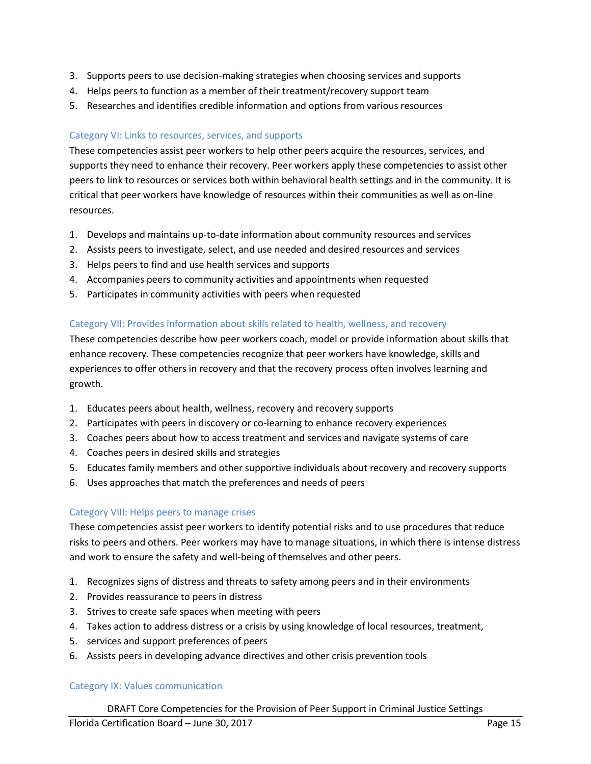3. Supports peers to use decision-making strategies when choosing services and supports
4. Helps peers to function as a member of their treatment/recovery support team
5. Researches and identifies credible information and options from various resources

### Category VI: Links to resources, services, and supports

These competencies assist peer workers to help other peers acquire the resources, services, and supports they need to enhance their recovery. Peer workers apply these competencies to assist other peers to link to resources or services both within behavioral health settings and in the community. It is critical that peer workers have knowledge of resources within their communities as well as on-line resources.

1. Develops and maintains up-to-date information about community resources and services
2. Assists peers to investigate, select, and use needed and desired resources and services
3. Helps peers to find and use health services and supports
4. Accompanies peers to community activities and appointments when requested
5. Participates in community activities with peers when requested

### Category VII: Provides information about skills related to health, wellness, and recovery

These competencies describe how peer workers coach, model or provide information about skills that enhance recovery. These competencies recognize that peer workers have knowledge, skills and experiences to offer others in recovery and that the recovery process often involves learning and growth.

1. Educates peers about health, wellness, recovery and recovery supports
2. Participates with peers in discovery or co-learning to enhance recovery experiences
3. Coaches peers about how to access treatment and services and navigate systems of care
4. Coaches peers in desired skills and strategies
5. Educates family members and other supportive individuals about recovery and recovery supports
6. Uses approaches that match the preferences and needs of peers

### Category VIII: Helps peers to manage crises

These competencies assist peer workers to identify potential risks and to use procedures that reduce risks to peers and others. Peer workers may have to manage situations, in which there is intense distress and work to ensure the safety and well-being of themselves and other peers.

1. Recognizes signs of distress and threats to safety among peers and in their environments
2. Provides reassurance to peers in distress
3. Strives to create safe spaces when meeting with peers
4. Takes action to address distress or a crisis by using knowledge of local resources, treatment,
5. services and support preferences of peers
6. Assists peers in developing advance directives and other crisis prevention tools

### Category IX: Values communication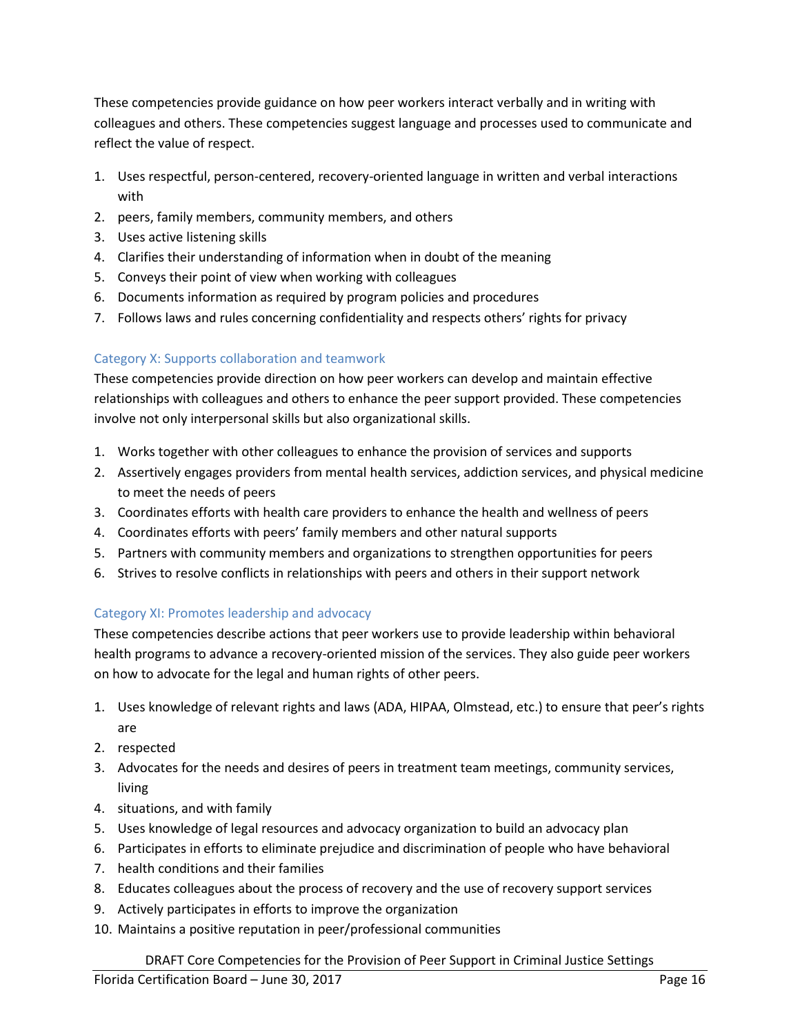These competencies provide guidance on how peer workers interact verbally and in writing with colleagues and others. These competencies suggest language and processes used to communicate and reflect the value of respect.

1. Uses respectful, person-centered, recovery-oriented language in written and verbal interactions with
2. peers, family members, community members, and others
3. Uses active listening skills
4. Clarifies their understanding of information when in doubt of the meaning
5. Conveys their point of view when working with colleagues
6. Documents information as required by program policies and procedures
7. Follows laws and rules concerning confidentiality and respects others' rights for privacy

### Category X: Supports collaboration and teamwork

These competencies provide direction on how peer workers can develop and maintain effective relationships with colleagues and others to enhance the peer support provided. These competencies involve not only interpersonal skills but also organizational skills.

1. Works together with other colleagues to enhance the provision of services and supports
2. Assertively engages providers from mental health services, addiction services, and physical medicine to meet the needs of peers
3. Coordinates efforts with health care providers to enhance the health and wellness of peers
4. Coordinates efforts with peers' family members and other natural supports
5. Partners with community members and organizations to strengthen opportunities for peers
6. Strives to resolve conflicts in relationships with peers and others in their support network

### Category XI: Promotes leadership and advocacy

These competencies describe actions that peer workers use to provide leadership within behavioral health programs to advance a recovery-oriented mission of the services. They also guide peer workers on how to advocate for the legal and human rights of other peers.

1. Uses knowledge of relevant rights and laws (ADA, HIPAA, Olmstead, etc.) to ensure that peer's rights are
2. respected
3. Advocates for the needs and desires of peers in treatment team meetings, community services, living
4. situations, and with family
5. Uses knowledge of legal resources and advocacy organization to build an advocacy plan
6. Participates in efforts to eliminate prejudice and discrimination of people who have behavioral
7. health conditions and their families
8. Educates colleagues about the process of recovery and the use of recovery support services
9. Actively participates in efforts to improve the organization
10. Maintains a positive reputation in peer/professional communities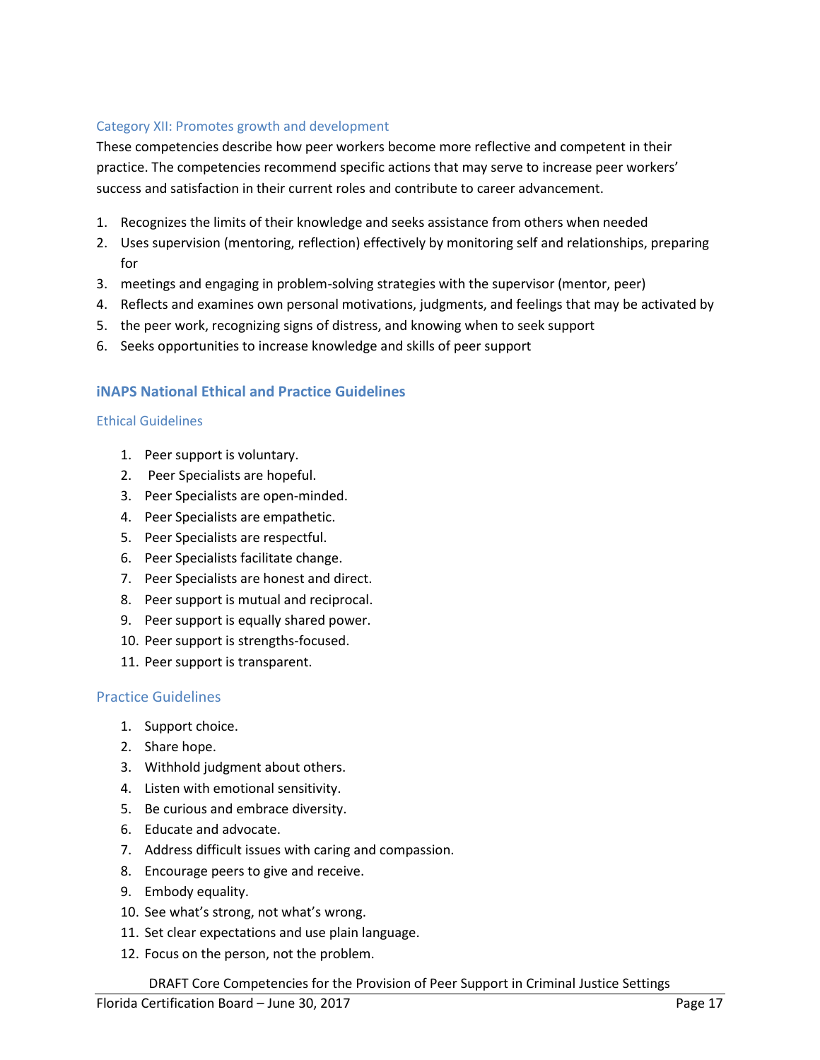### Category XII: Promotes growth and development

These competencies describe how peer workers become more reflective and competent in their practice. The competencies recommend specific actions that may serve to increase peer workers' success and satisfaction in their current roles and contribute to career advancement.

1. Recognizes the limits of their knowledge and seeks assistance from others when needed
2. Uses supervision (mentoring, reflection) effectively by monitoring self and relationships, preparing for
3. meetings and engaging in problem-solving strategies with the supervisor (mentor, peer)
4. Reflects and examines own personal motivations, judgments, and feelings that may be activated by
5. the peer work, recognizing signs of distress, and knowing when to seek support
6. Seeks opportunities to increase knowledge and skills of peer support

## iNAPS National Ethical and Practice Guidelines

### Ethical Guidelines

1. Peer support is voluntary.
2. Peer Specialists are hopeful.
3. Peer Specialists are open-minded.
4. Peer Specialists are empathetic.
5. Peer Specialists are respectful.
6. Peer Specialists facilitate change.
7. Peer Specialists are honest and direct.
8. Peer support is mutual and reciprocal.
9. Peer support is equally shared power.
10. Peer support is strengths-focused.
11. Peer support is transparent.

### Practice Guidelines

1. Support choice.
2. Share hope.
3. Withhold judgment about others.
4. Listen with emotional sensitivity.
5. Be curious and embrace diversity.
6. Educate and advocate.
7. Address difficult issues with caring and compassion.
8. Encourage peers to give and receive.
9. Embody equality.
10. See what's strong, not what's wrong.
11. Set clear expectations and use plain language.
12. Focus on the person, not the problem.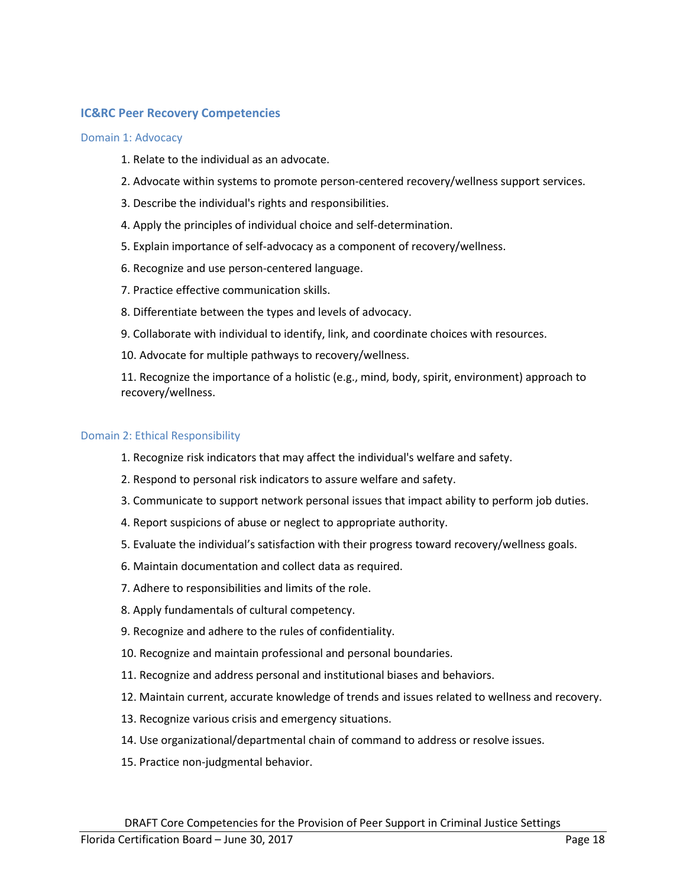### IC&RC Peer Recovery Competencies

#### Domain 1: Advocacy

1. Relate to the individual as an advocate.
2. Advocate within systems to promote person-centered recovery/wellness support services.
3. Describe the individual's rights and responsibilities.
4. Apply the principles of individual choice and self-determination.
5. Explain importance of self-advocacy as a component of recovery/wellness.
6. Recognize and use person-centered language.
7. Practice effective communication skills.
8. Differentiate between the types and levels of advocacy.
9. Collaborate with individual to identify, link, and coordinate choices with resources.
10. Advocate for multiple pathways to recovery/wellness.
11. Recognize the importance of a holistic (e.g., mind, body, spirit, environment) approach to recovery/wellness.

#### Domain 2: Ethical Responsibility

1. Recognize risk indicators that may affect the individual's welfare and safety.
2. Respond to personal risk indicators to assure welfare and safety.
3. Communicate to support network personal issues that impact ability to perform job duties.
4. Report suspicions of abuse or neglect to appropriate authority.
5. Evaluate the individual's satisfaction with their progress toward recovery/wellness goals.
6. Maintain documentation and collect data as required.
7. Adhere to responsibilities and limits of the role.
8. Apply fundamentals of cultural competency.
9. Recognize and adhere to the rules of confidentiality.
10. Recognize and maintain professional and personal boundaries.
11. Recognize and address personal and institutional biases and behaviors.
12. Maintain current, accurate knowledge of trends and issues related to wellness and recovery.
13. Recognize various crisis and emergency situations.
14. Use organizational/departmental chain of command to address or resolve issues.
15. Practice non-judgmental behavior.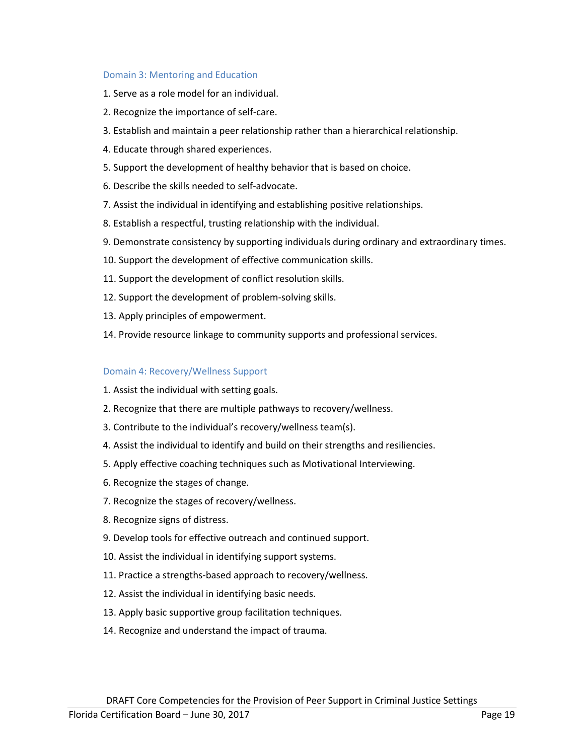### Domain 3: Mentoring and Education

1. Serve as a role model for an individual.
2. Recognize the importance of self-care.
3. Establish and maintain a peer relationship rather than a hierarchical relationship.
4. Educate through shared experiences.
5. Support the development of healthy behavior that is based on choice.
6. Describe the skills needed to self-advocate.
7. Assist the individual in identifying and establishing positive relationships.
8. Establish a respectful, trusting relationship with the individual.
9. Demonstrate consistency by supporting individuals during ordinary and extraordinary times.
10. Support the development of effective communication skills.
11. Support the development of conflict resolution skills.
12. Support the development of problem-solving skills.
13. Apply principles of empowerment.
14. Provide resource linkage to community supports and professional services.

### Domain 4: Recovery/Wellness Support

1. Assist the individual with setting goals.
2. Recognize that there are multiple pathways to recovery/wellness.
3. Contribute to the individual's recovery/wellness team(s).
4. Assist the individual to identify and build on their strengths and resiliencies.
5. Apply effective coaching techniques such as Motivational Interviewing.
6. Recognize the stages of change.
7. Recognize the stages of recovery/wellness.
8. Recognize signs of distress.
9. Develop tools for effective outreach and continued support.
10. Assist the individual in identifying support systems.
11. Practice a strengths-based approach to recovery/wellness.
12. Assist the individual in identifying basic needs.
13. Apply basic supportive group facilitation techniques.
14. Recognize and understand the impact of trauma.